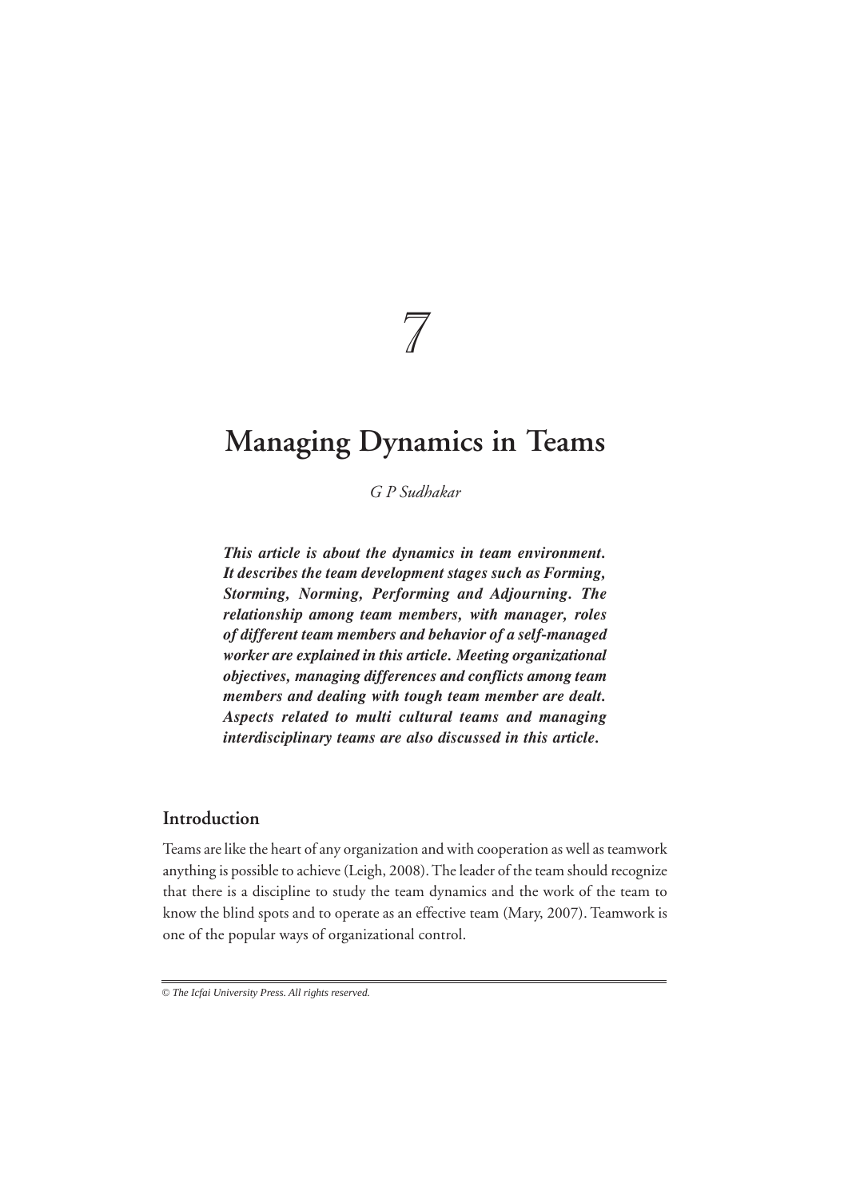7

# Managing Dynamics in Teams

*G P Sudhakar*

***This article is about the dynamics in team environment. It describes the team development stages such as Forming, Storming, Norming, Performing and Adjourning. The relationship among team members, with manager, roles of different team members and behavior of a self-managed worker are explained in this article. Meeting organizational objectives, managing differences and conflicts among team members and dealing with tough team member are dealt. Aspects related to multi cultural teams and managing interdisciplinary teams are also discussed in this article.***

## Introduction

Teams are like the heart of any organization and with cooperation as well as teamwork anything is possible to achieve (Leigh, 2008). The leader of the team should recognize that there is a discipline to study the team dynamics and the work of the team to know the blind spots and to operate as an effective team (Mary, 2007). Teamwork is one of the popular ways of organizational control.

*© The Icfai University Press. All rights reserved.*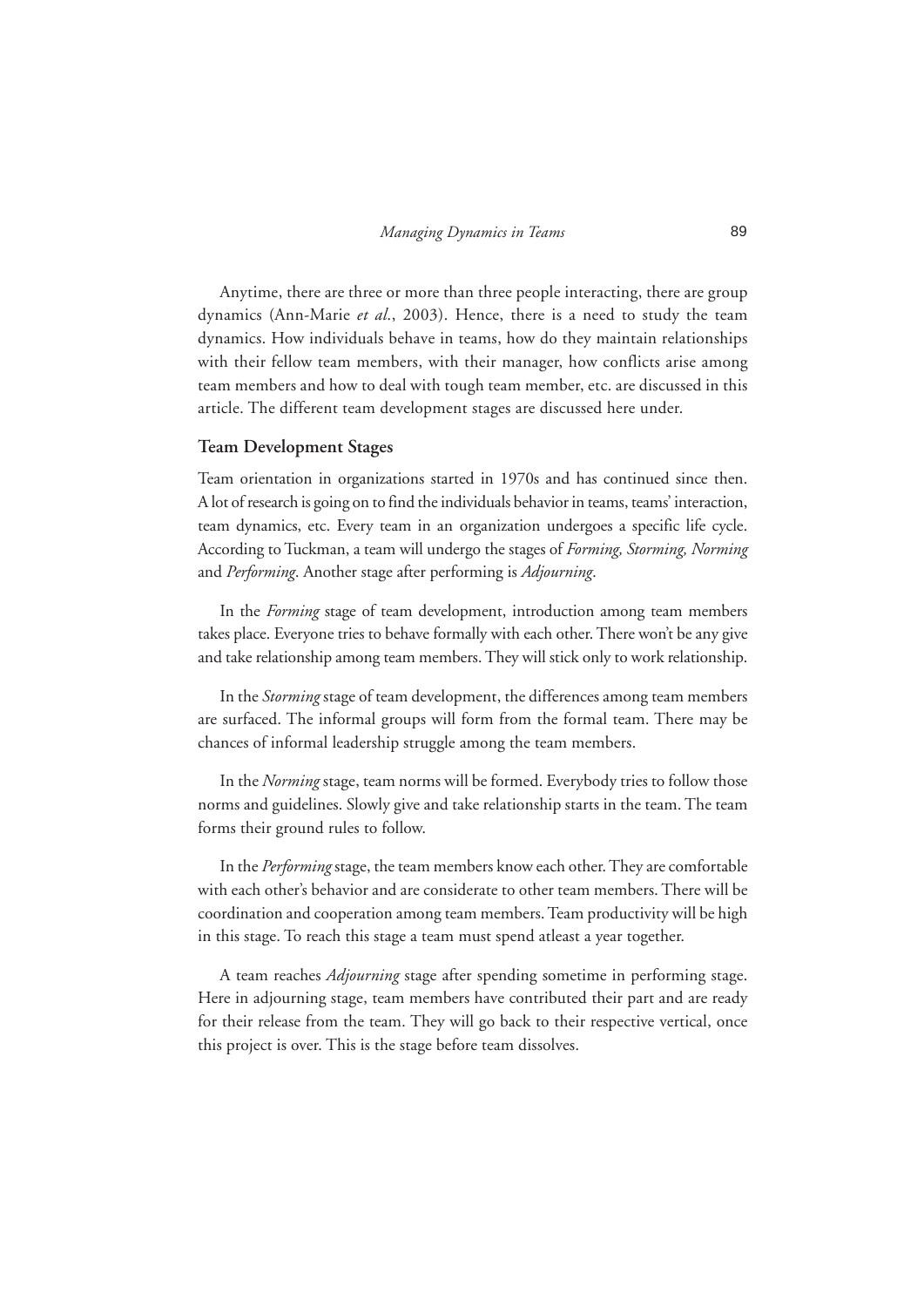Anytime, there are three or more than three people interacting, there are group dynamics (Ann-Marie *et al*., 2003). Hence, there is a need to study the team dynamics. How individuals behave in teams, how do they maintain relationships with their fellow team members, with their manager, how conflicts arise among team members and how to deal with tough team member, etc. are discussed in this article. The different team development stages are discussed here under.

## Team Development Stages

Team orientation in organizations started in 1970s and has continued since then. A lot of research is going on to find the individuals behavior in teams, teams' interaction, team dynamics, etc. Every team in an organization undergoes a specific life cycle. According to Tuckman, a team will undergo the stages of *Forming, Storming, Norming* and *Performing*. Another stage after performing is *Adjourning*.

In the *Forming* stage of team development, introduction among team members takes place. Everyone tries to behave formally with each other. There won't be any give and take relationship among team members. They will stick only to work relationship.

In the *Storming* stage of team development, the differences among team members are surfaced. The informal groups will form from the formal team. There may be chances of informal leadership struggle among the team members.

In the *Norming* stage, team norms will be formed. Everybody tries to follow those norms and guidelines. Slowly give and take relationship starts in the team. The team forms their ground rules to follow.

In the *Performing* stage, the team members know each other. They are comfortable with each other's behavior and are considerate to other team members. There will be coordination and cooperation among team members. Team productivity will be high in this stage. To reach this stage a team must spend atleast a year together.

A team reaches *Adjourning* stage after spending sometime in performing stage. Here in adjourning stage, team members have contributed their part and are ready for their release from the team. They will go back to their respective vertical, once this project is over. This is the stage before team dissolves.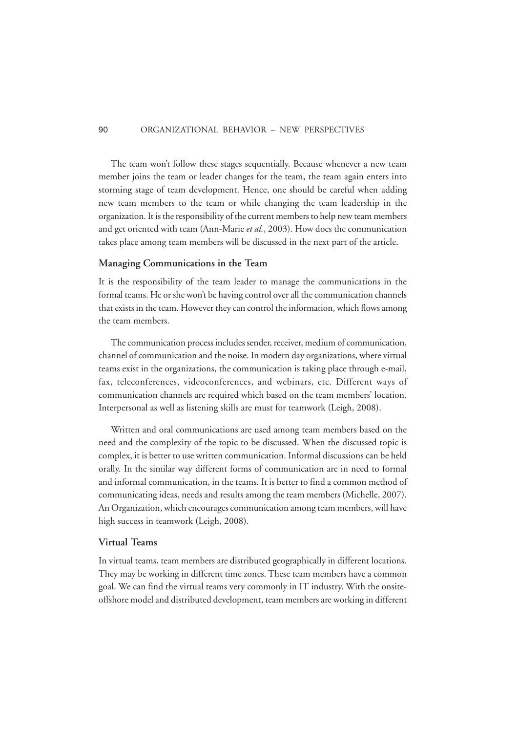The team won't follow these stages sequentially. Because whenever a new team member joins the team or leader changes for the team, the team again enters into storming stage of team development. Hence, one should be careful when adding new team members to the team or while changing the team leadership in the organization. It is the responsibility of the current members to help new team members and get oriented with team (Ann-Marie *et al.*, 2003). How does the communication takes place among team members will be discussed in the next part of the article.

### Managing Communications in the Team

It is the responsibility of the team leader to manage the communications in the formal teams. He or she won't be having control over all the communication channels that exists in the team. However they can control the information, which flows among the team members.

The communication process includes sender, receiver, medium of communication, channel of communication and the noise. In modern day organizations, where virtual teams exist in the organizations, the communication is taking place through e-mail, fax, teleconferences, videoconferences, and webinars, etc. Different ways of communication channels are required which based on the team members' location. Interpersonal as well as listening skills are must for teamwork (Leigh, 2008).

Written and oral communications are used among team members based on the need and the complexity of the topic to be discussed. When the discussed topic is complex, it is better to use written communication. Informal discussions can be held orally. In the similar way different forms of communication are in need to formal and informal communication, in the teams. It is better to find a common method of communicating ideas, needs and results among the team members (Michelle, 2007). An Organization, which encourages communication among team members, will have high success in teamwork (Leigh, 2008).

### Virtual Teams

In virtual teams, team members are distributed geographically in different locations. They may be working in different time zones. These team members have a common goal. We can find the virtual teams very commonly in IT industry. With the onsite-offshore model and distributed development, team members are working in different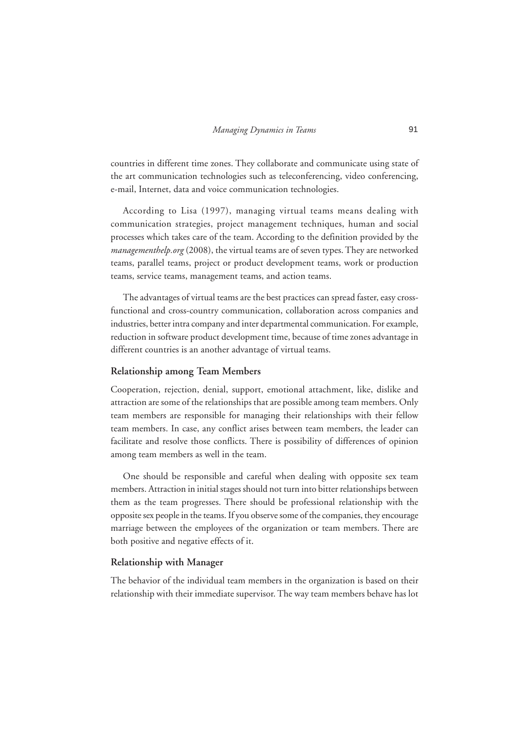countries in different time zones. They collaborate and communicate using state of the art communication technologies such as teleconferencing, video conferencing, e-mail, Internet, data and voice communication technologies.

According to Lisa (1997), managing virtual teams means dealing with communication strategies, project management techniques, human and social processes which takes care of the team. According to the definition provided by the *managementhelp.org* (2008), the virtual teams are of seven types. They are networked teams, parallel teams, project or product development teams, work or production teams, service teams, management teams, and action teams.

The advantages of virtual teams are the best practices can spread faster, easy cross-functional and cross-country communication, collaboration across companies and industries, better intra company and inter departmental communication. For example, reduction in software product development time, because of time zones advantage in different countries is an another advantage of virtual teams.

### Relationship among Team Members

Cooperation, rejection, denial, support, emotional attachment, like, dislike and attraction are some of the relationships that are possible among team members. Only team members are responsible for managing their relationships with their fellow team members. In case, any conflict arises between team members, the leader can facilitate and resolve those conflicts. There is possibility of differences of opinion among team members as well in the team.

One should be responsible and careful when dealing with opposite sex team members. Attraction in initial stages should not turn into bitter relationships between them as the team progresses. There should be professional relationship with the opposite sex people in the teams. If you observe some of the companies, they encourage marriage between the employees of the organization or team members. There are both positive and negative effects of it.

### Relationship with Manager

The behavior of the individual team members in the organization is based on their relationship with their immediate supervisor. The way team members behave has lot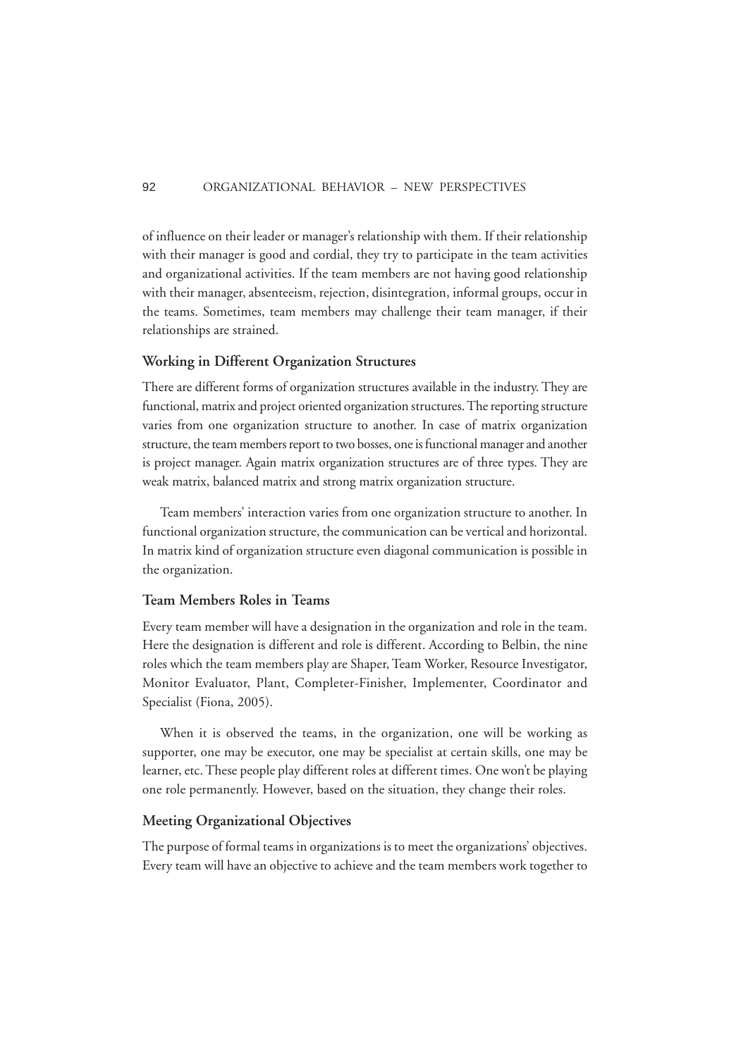of influence on their leader or manager's relationship with them. If their relationship with their manager is good and cordial, they try to participate in the team activities and organizational activities. If the team members are not having good relationship with their manager, absenteeism, rejection, disintegration, informal groups, occur in the teams. Sometimes, team members may challenge their team manager, if their relationships are strained.

### Working in Different Organization Structures

There are different forms of organization structures available in the industry. They are functional, matrix and project oriented organization structures. The reporting structure varies from one organization structure to another. In case of matrix organization structure, the team members report to two bosses, one is functional manager and another is project manager. Again matrix organization structures are of three types. They are weak matrix, balanced matrix and strong matrix organization structure.

Team members' interaction varies from one organization structure to another. In functional organization structure, the communication can be vertical and horizontal. In matrix kind of organization structure even diagonal communication is possible in the organization.

### Team Members Roles in Teams

Every team member will have a designation in the organization and role in the team. Here the designation is different and role is different. According to Belbin, the nine roles which the team members play are Shaper, Team Worker, Resource Investigator, Monitor Evaluator, Plant, Completer-Finisher, Implementer, Coordinator and Specialist (Fiona, 2005).

When it is observed the teams, in the organization, one will be working as supporter, one may be executor, one may be specialist at certain skills, one may be learner, etc. These people play different roles at different times. One won't be playing one role permanently. However, based on the situation, they change their roles.

### Meeting Organizational Objectives

The purpose of formal teams in organizations is to meet the organizations' objectives. Every team will have an objective to achieve and the team members work together to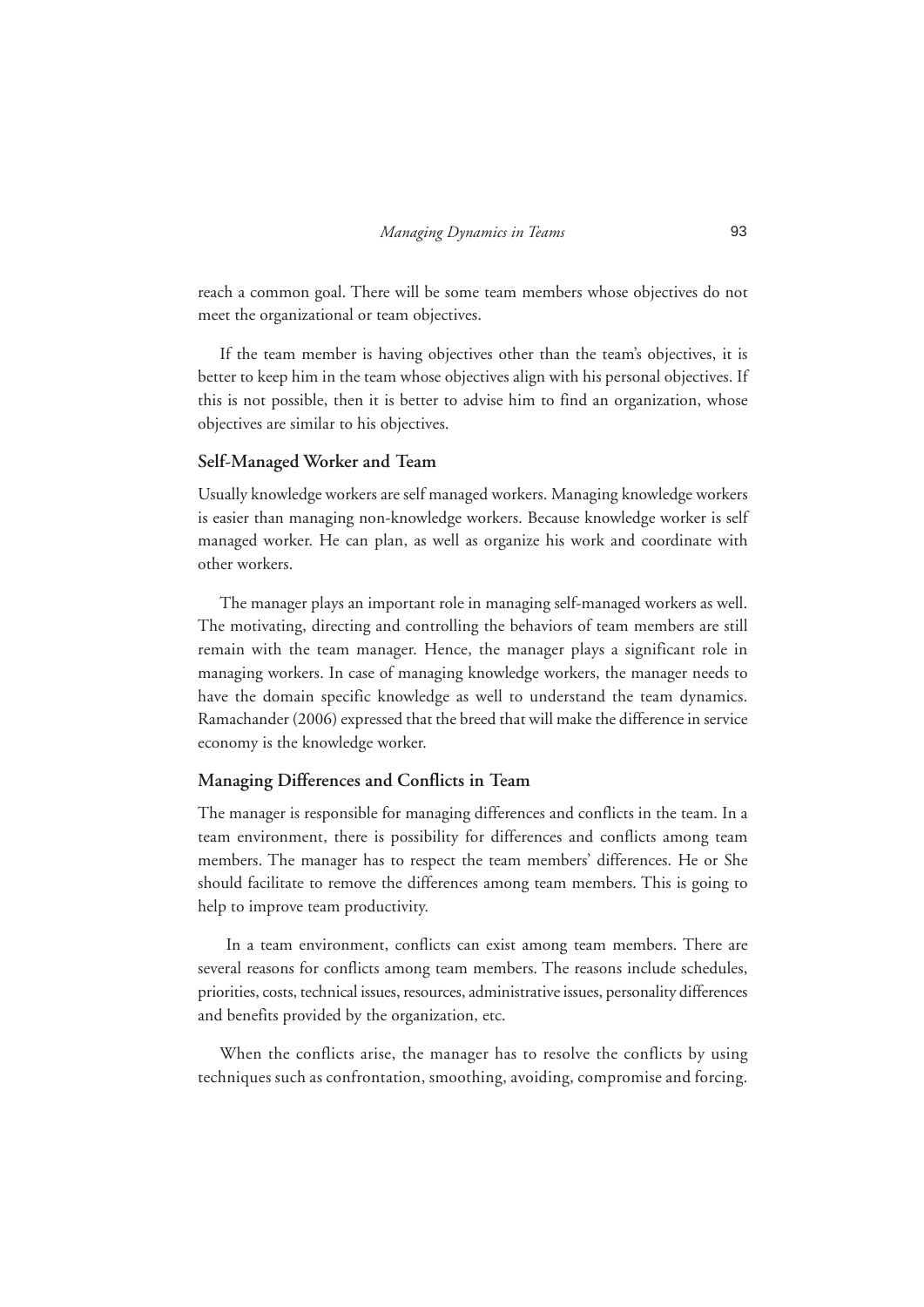reach a common goal. There will be some team members whose objectives do not meet the organizational or team objectives.

If the team member is having objectives other than the team's objectives, it is better to keep him in the team whose objectives align with his personal objectives. If this is not possible, then it is better to advise him to find an organization, whose objectives are similar to his objectives.

### Self-Managed Worker and Team

Usually knowledge workers are self managed workers. Managing knowledge workers is easier than managing non-knowledge workers. Because knowledge worker is self managed worker. He can plan, as well as organize his work and coordinate with other workers.

The manager plays an important role in managing self-managed workers as well. The motivating, directing and controlling the behaviors of team members are still remain with the team manager. Hence, the manager plays a significant role in managing workers. In case of managing knowledge workers, the manager needs to have the domain specific knowledge as well to understand the team dynamics. Ramachander (2006) expressed that the breed that will make the difference in service economy is the knowledge worker.

### Managing Differences and Conflicts in Team

The manager is responsible for managing differences and conflicts in the team. In a team environment, there is possibility for differences and conflicts among team members. The manager has to respect the team members' differences. He or She should facilitate to remove the differences among team members. This is going to help to improve team productivity.

In a team environment, conflicts can exist among team members. There are several reasons for conflicts among team members. The reasons include schedules, priorities, costs, technical issues, resources, administrative issues, personality differences and benefits provided by the organization, etc.

When the conflicts arise, the manager has to resolve the conflicts by using techniques such as confrontation, smoothing, avoiding, compromise and forcing.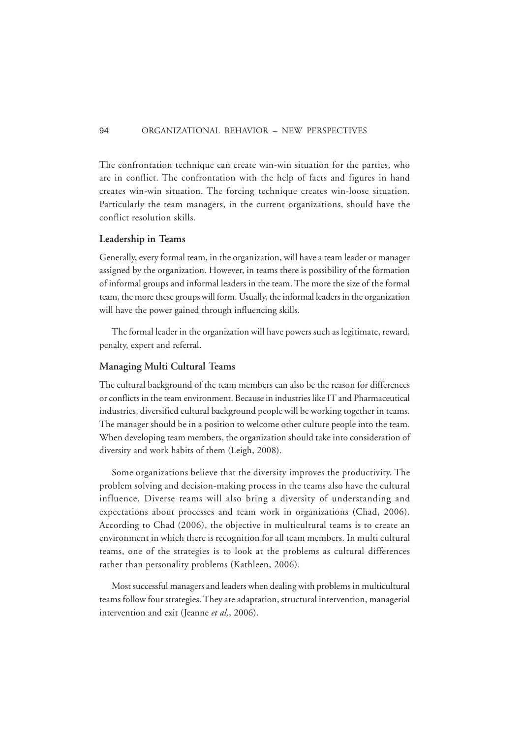The confrontation technique can create win-win situation for the parties, who are in conflict. The confrontation with the help of facts and figures in hand creates win-win situation. The forcing technique creates win-loose situation. Particularly the team managers, in the current organizations, should have the conflict resolution skills.

### Leadership in Teams

Generally, every formal team, in the organization, will have a team leader or manager assigned by the organization. However, in teams there is possibility of the formation of informal groups and informal leaders in the team. The more the size of the formal team, the more these groups will form. Usually, the informal leaders in the organization will have the power gained through influencing skills.

The formal leader in the organization will have powers such as legitimate, reward, penalty, expert and referral.

### Managing Multi Cultural Teams

The cultural background of the team members can also be the reason for differences or conflicts in the team environment. Because in industries like IT and Pharmaceutical industries, diversified cultural background people will be working together in teams. The manager should be in a position to welcome other culture people into the team. When developing team members, the organization should take into consideration of diversity and work habits of them (Leigh, 2008).

Some organizations believe that the diversity improves the productivity. The problem solving and decision-making process in the teams also have the cultural influence. Diverse teams will also bring a diversity of understanding and expectations about processes and team work in organizations (Chad, 2006). According to Chad (2006), the objective in multicultural teams is to create an environment in which there is recognition for all team members. In multi cultural teams, one of the strategies is to look at the problems as cultural differences rather than personality problems (Kathleen, 2006).

Most successful managers and leaders when dealing with problems in multicultural teams follow four strategies. They are adaptation, structural intervention, managerial intervention and exit (Jeanne *et al.*, 2006).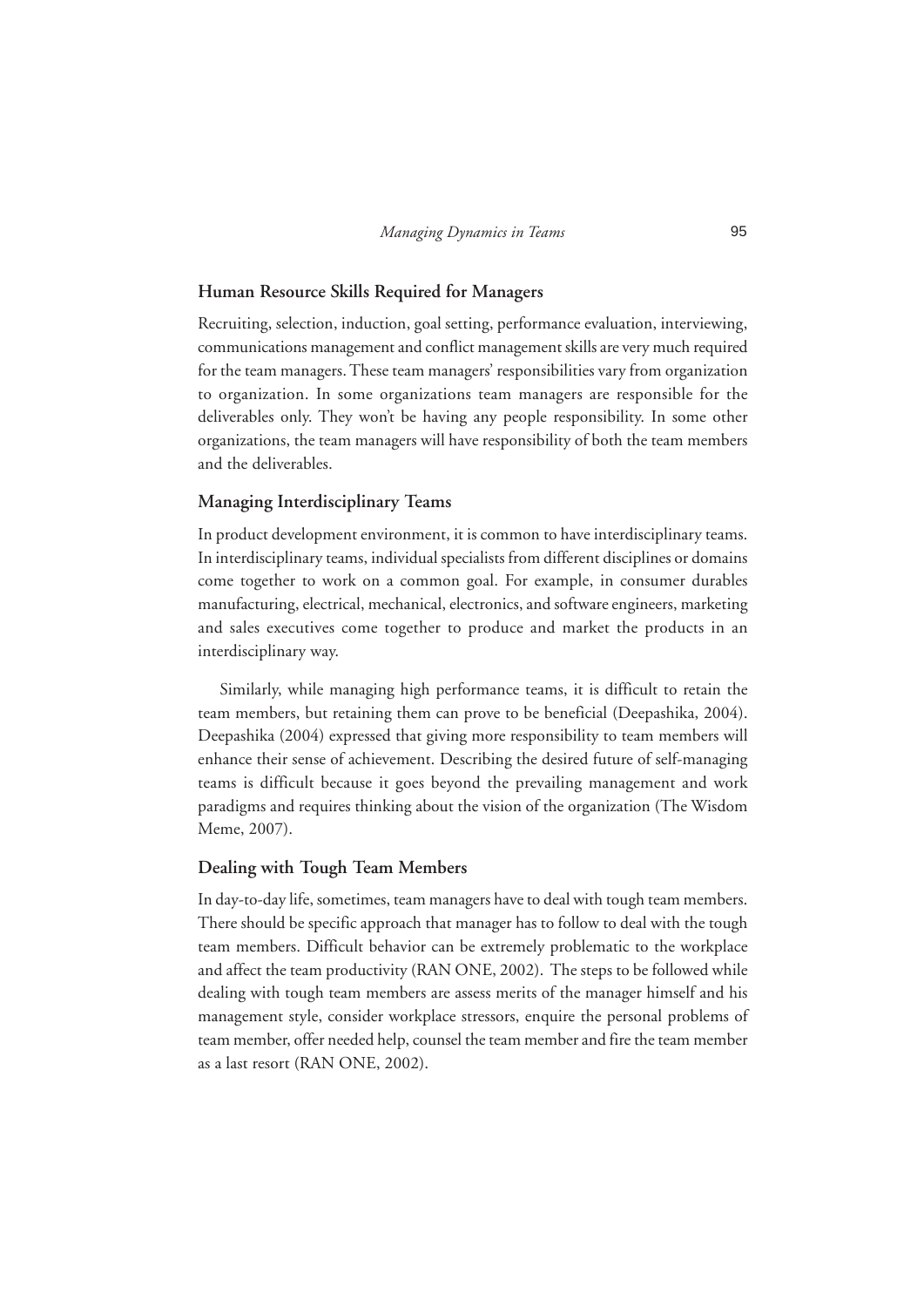### Human Resource Skills Required for Managers

Recruiting, selection, induction, goal setting, performance evaluation, interviewing, communications management and conflict management skills are very much required for the team managers. These team managers' responsibilities vary from organization to organization. In some organizations team managers are responsible for the deliverables only. They won't be having any people responsibility. In some other organizations, the team managers will have responsibility of both the team members and the deliverables.

### Managing Interdisciplinary Teams

In product development environment, it is common to have interdisciplinary teams. In interdisciplinary teams, individual specialists from different disciplines or domains come together to work on a common goal. For example, in consumer durables manufacturing, electrical, mechanical, electronics, and software engineers, marketing and sales executives come together to produce and market the products in an interdisciplinary way.

Similarly, while managing high performance teams, it is difficult to retain the team members, but retaining them can prove to be beneficial (Deepashika, 2004). Deepashika (2004) expressed that giving more responsibility to team members will enhance their sense of achievement. Describing the desired future of self-managing teams is difficult because it goes beyond the prevailing management and work paradigms and requires thinking about the vision of the organization (The Wisdom Meme, 2007).

### Dealing with Tough Team Members

In day-to-day life, sometimes, team managers have to deal with tough team members. There should be specific approach that manager has to follow to deal with the tough team members. Difficult behavior can be extremely problematic to the workplace and affect the team productivity (RAN ONE, 2002). The steps to be followed while dealing with tough team members are assess merits of the manager himself and his management style, consider workplace stressors, enquire the personal problems of team member, offer needed help, counsel the team member and fire the team member as a last resort (RAN ONE, 2002).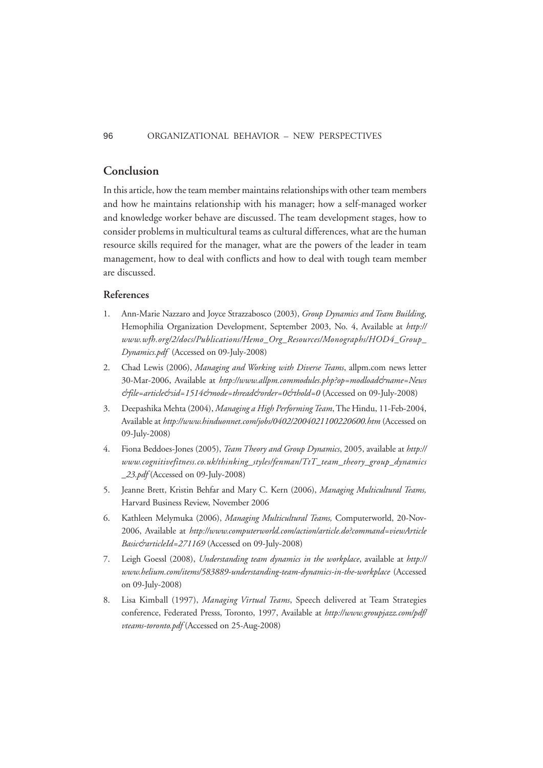## Conclusion

In this article, how the team member maintains relationships with other team members and how he maintains relationship with his manager; how a self-managed worker and knowledge worker behave are discussed. The team development stages, how to consider problems in multicultural teams as cultural differences, what are the human resource skills required for the manager, what are the powers of the leader in team management, how to deal with conflicts and how to deal with tough team member are discussed.

### References

1. Ann-Marie Nazzaro and Joyce Strazzabosco (2003), *Group Dynamics and Team Building*, Hemophilia Organization Development, September 2003, No. 4, Available at *http://www.wfh.org/2/docs/Publications/Hemo_Org_Resources/Monographs/HOD4_Group_Dynamics.pdf* (Accessed on 09-July-2008)
2. Chad Lewis (2006), *Managing and Working with Diverse Teams*, allpm.com news letter 30-Mar-2006, Available at *http://www.allpm.commodules.php?op=modload&name=News&file=article&sid=1514&mode=thread&order=0&thold=0* (Accessed on 09-July-2008)
3. Deepashika Mehta (2004), *Managing a High Performing Team*, The Hindu, 11-Feb-2004, Available at *http://www.hinduonnet.com/jobs/0402/2004021100220600.htm* (Accessed on 09-July-2008)
4. Fiona Beddoes-Jones (2005), *Team Theory and Group Dynamics*, 2005, available at *http://www.cognitivefitness.co.uk/thinking_styles/fenman/TtT_team_theory_group_dynamics_23.pdf* (Accessed on 09-July-2008)
5. Jeanne Brett, Kristin Behfar and Mary C. Kern (2006), *Managing Multicultural Teams,* Harvard Business Review, November 2006
6. Kathleen Melymuka (2006), *Managing Multicultural Teams,* Computerworld, 20-Nov-2006, Available at *http://www.computerworld.com/action/article.do?command=viewArticleBasic&articleId=271169* (Accessed on 09-July-2008)
7. Leigh Goessl (2008), *Understanding team dynamics in the workplace*, available at *http://www.helium.com/items/583889-understanding-team-dynamics-in-the-workplace* (Accessed on 09-July-2008)
8. Lisa Kimball (1997), *Managing Virtual Teams*, Speech delivered at Team Strategies conference, Federated Presss, Toronto, 1997, Available at *http://www.groupjazz.com/pdf/vteams-toronto.pdf* (Accessed on 25-Aug-2008)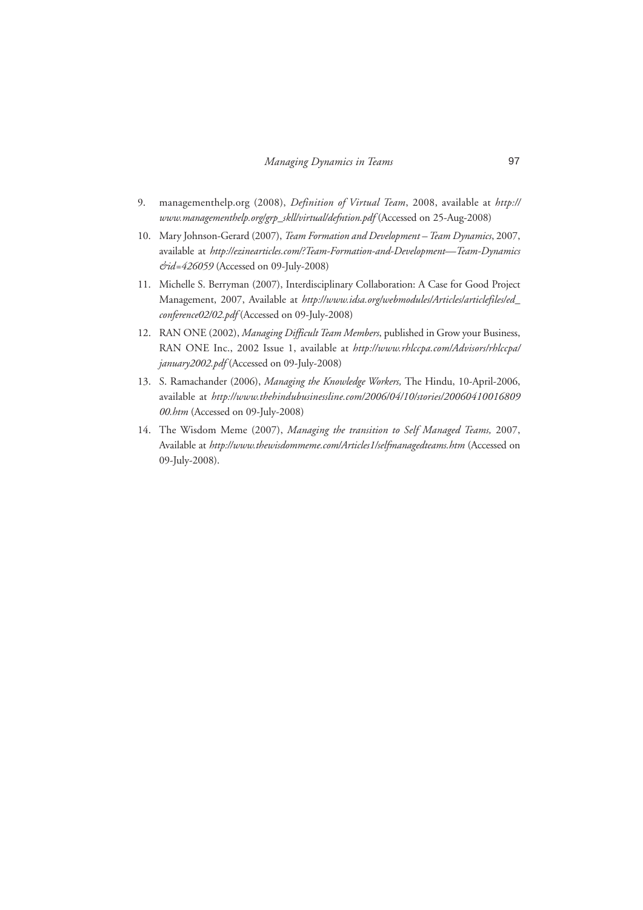9. managementhelp.org (2008), *Definition of Virtual Team*, 2008, available at *http://www.managementhelp.org/grp_skll/virtual/defntion.pdf* (Accessed on 25-Aug-2008)
10. Mary Johnson-Gerard (2007), *Team Formation and Development – Team Dynamics*, 2007, available at *http://ezinearticles.com/?Team-Formation-and-Development—Team-Dynamics&id=426059* (Accessed on 09-July-2008)
11. Michelle S. Berryman (2007), Interdisciplinary Collaboration: A Case for Good Project Management, 2007, Available at *http://www.idsa.org/webmodules/Articles/articlefiles/ed_conference02/02.pdf* (Accessed on 09-July-2008)
12. RAN ONE (2002), *Managing Difficult Team Members*, published in Grow your Business, RAN ONE Inc., 2002 Issue 1, available at *http://www.rhlccpa.com/Advisors/rhlccpa/january2002.pdf* (Accessed on 09-July-2008)
13. S. Ramachander (2006), *Managing the Knowledge Workers,* The Hindu, 10-April-2006, available at *http://www.thehindubusinessline.com/2006/04/10/stories/2006041001680900.htm* (Accessed on 09-July-2008)
14. The Wisdom Meme (2007), *Managing the transition to Self Managed Teams,* 2007, Available at *http://www.thewisdommeme.com/Articles1/selfmanagedteams.htm* (Accessed on 09-July-2008).